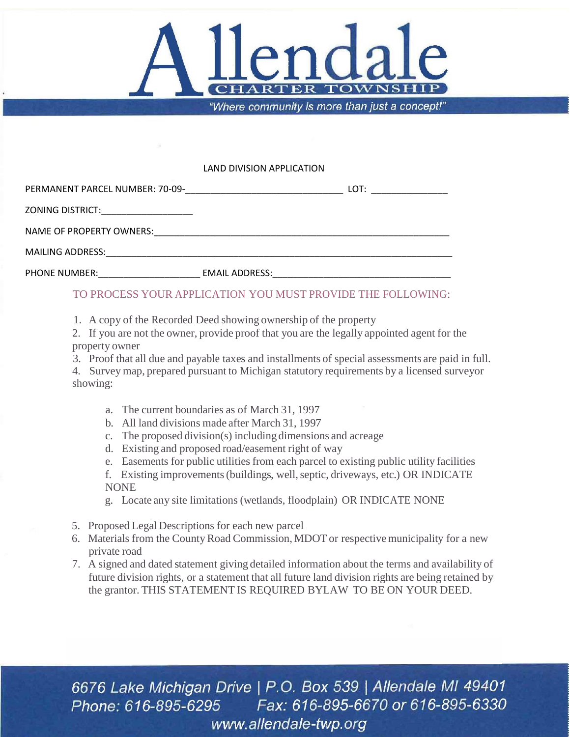# Allendale

**CHARTER TOWNSHIP**

*"Where community is more than just a concept!"*

## LAND DIVISION APPLICATION

PERMANENT PARCEL NUMBER: 70-09-______________________________ LOT: _______________

ZONING DISTRICT: __________________

NAME OF PROPERTY OWNERS: ____________________________________________________________

MAILING ADDRESS: ______________________________________________________________________

PHONE NUMBER: ____________________ EMAIL ADDRESS: ___________________________________

TO PROCESS YOUR APPLICATION YOU MUST PROVIDE THE FOLLOWING:

1. A copy of the Recorded Deed showing ownership of the property
2. If you are not the owner, provide proof that you are the legally appointed agent for the property owner
3. Proof that all due and payable taxes and installments of special assessments are paid in full.
4. Survey map, prepared pursuant to Michigan statutory requirements by a licensed surveyor showing:
   a. The current boundaries as of March 31, 1997
   b. All land divisions made after March 31, 1997
   c. The proposed division(s) including dimensions and acreage
   d. Existing and proposed road/easement right of way
   e. Easements for public utilities from each parcel to existing public utility facilities
   f. Existing improvements (buildings, well, septic, driveways, etc.) OR INDICATE NONE
   g. Locate any site limitations (wetlands, floodplain) OR INDICATE NONE
5. Proposed Legal Descriptions for each new parcel
6. Materials from the County Road Commission, MDOT or respective municipality for a new private road
7. A signed and dated statement giving detailed information about the terms and availability of future division rights, or a statement that all future land division rights are being retained by the grantor. THIS STATEMENT IS REQUIRED BYLAW TO BE ON YOUR DEED.

*6676 Lake Michigan Drive | P.O. Box 539 | Allendale MI 49401*
*Phone: 616-895-6295 Fax: 616-895-6670 or 616-895-6330*
*www.allendale-twp.org*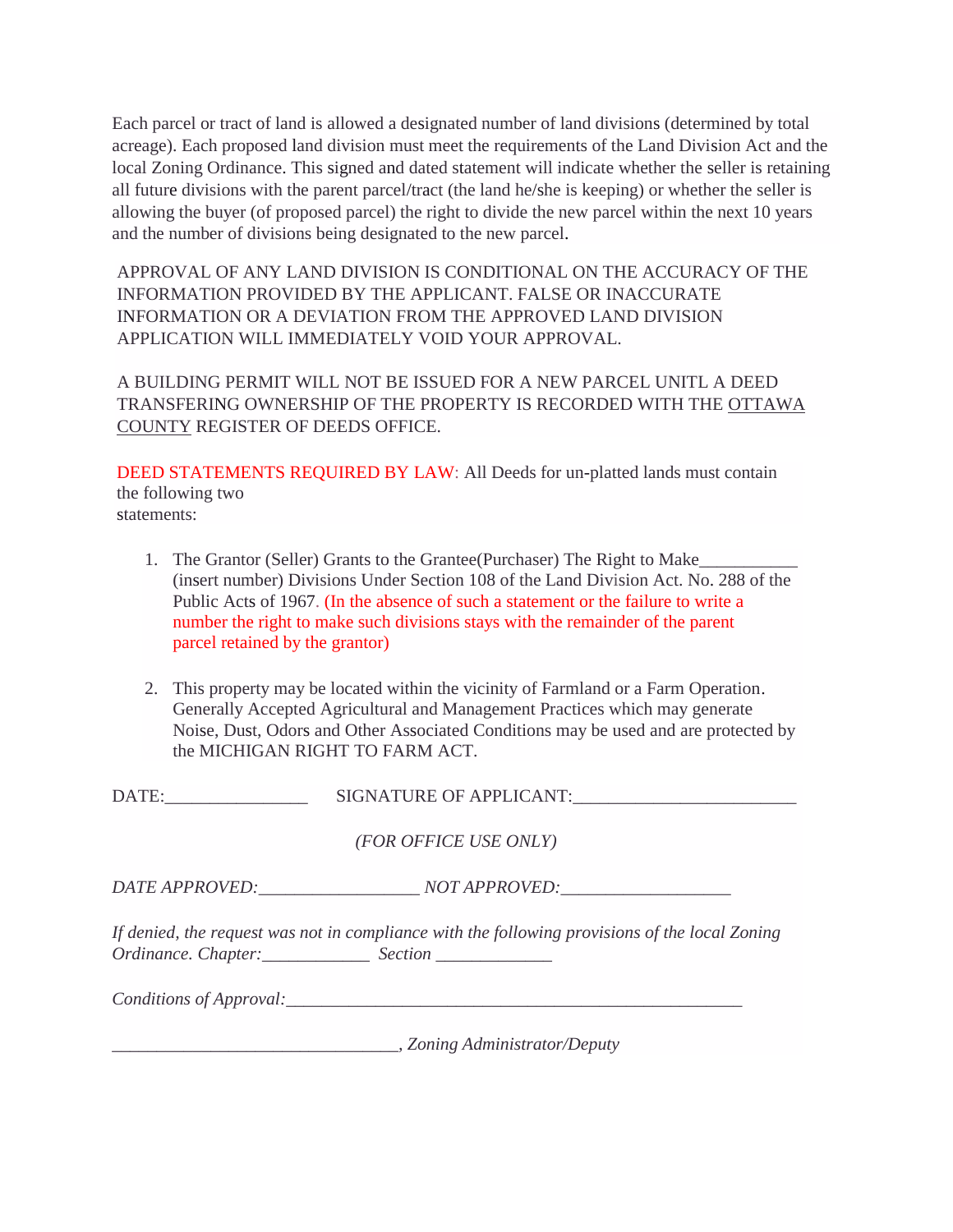Each parcel or tract of land is allowed a designated number of land divisions (determined by total acreage). Each proposed land division must meet the requirements of the Land Division Act and the local Zoning Ordinance. This signed and dated statement will indicate whether the seller is retaining all future divisions with the parent parcel/tract (the land he/she is keeping) or whether the seller is allowing the buyer (of proposed parcel) the right to divide the new parcel within the next 10 years and the number of divisions being designated to the new parcel.

APPROVAL OF ANY LAND DIVISION IS CONDITIONAL ON THE ACCURACY OF THE INFORMATION PROVIDED BY THE APPLICANT. FALSE OR INACCURATE INFORMATION OR A DEVIATION FROM THE APPROVED LAND DIVISION APPLICATION WILL IMMEDIATELY VOID YOUR APPROVAL.

A BUILDING PERMIT WILL NOT BE ISSUED FOR A NEW PARCEL UNITL A DEED TRANSFERING OWNERSHIP OF THE PROPERTY IS RECORDED WITH THE OTTAWA COUNTY REGISTER OF DEEDS OFFICE.

DEED STATEMENTS REQUIRED BY LAW: All Deeds for un-platted lands must contain the following two statements:

1. The Grantor (Seller) Grants to the Grantee(Purchaser) The Right to Make___________ (insert number) Divisions Under Section 108 of the Land Division Act. No. 288 of the Public Acts of 1967. (In the absence of such a statement or the failure to write a number the right to make such divisions stays with the remainder of the parent parcel retained by the grantor)

2. This property may be located within the vicinity of Farmland or a Farm Operation. Generally Accepted Agricultural and Management Practices which may generate Noise, Dust, Odors and Other Associated Conditions may be used and are protected by the MICHIGAN RIGHT TO FARM ACT.

DATE:________________ SIGNATURE OF APPLICANT:________________________

*(FOR OFFICE USE ONLY)*

*DATE APPROVED:*_________________ *NOT APPROVED:*__________________

*If denied, the request was not in compliance with the following provisions of the local Zoning Ordinance. Chapter:*____________ *Section* _____________

*Conditions of Approval:*_____________________________________________________

________________________________, *Zoning Administrator/Deputy*